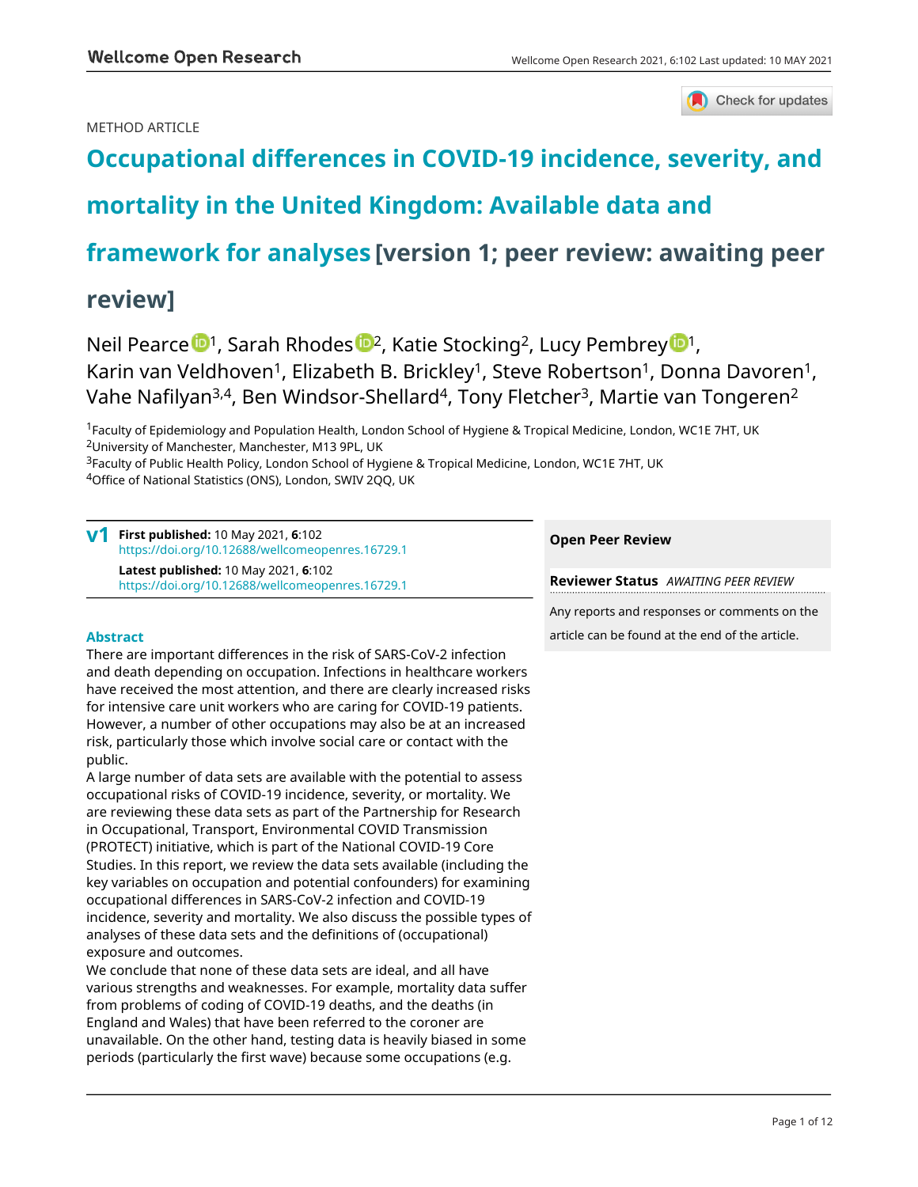METHOD ARTICLE

# Occupational differences in COVID-19 incidence, severity, and mortality in the United Kingdom: Available data and framework for analyses [version 1; peer review: awaiting peer review]

Neil Pearce[1], Sarah Rhodes[2], Katie Stocking[2], Lucy Pembrey[1], Karin van Veldhoven[1], Elizabeth B. Brickley[1], Steve Robertson[1], Donna Davoren[1], Vahe Nafilyan[3,4], Ben Windsor-Shellard[4], Tony Fletcher[3], Martie van Tongeren[2]

[1]Faculty of Epidemiology and Population Health, London School of Hygiene & Tropical Medicine, London, WC1E 7HT, UK
[2]University of Manchester, Manchester, M13 9PL, UK
[3]Faculty of Public Health Policy, London School of Hygiene & Tropical Medicine, London, WC1E 7HT, UK
[4]Office of National Statistics (ONS), London, SWIV 2QQ, UK

**v1** **First published:** 10 May 2021, **6**:102
https://doi.org/10.12688/wellcomeopenres.16729.1
**Latest published:** 10 May 2021, **6**:102
https://doi.org/10.12688/wellcomeopenres.16729.1

**Open Peer Review**

**Reviewer Status** *AWAITING PEER REVIEW*

Any reports and responses or comments on the article can be found at the end of the article.

## Abstract

There are important differences in the risk of SARS-CoV-2 infection and death depending on occupation. Infections in healthcare workers have received the most attention, and there are clearly increased risks for intensive care unit workers who are caring for COVID-19 patients. However, a number of other occupations may also be at an increased risk, particularly those which involve social care or contact with the public.

A large number of data sets are available with the potential to assess occupational risks of COVID-19 incidence, severity, or mortality. We are reviewing these data sets as part of the Partnership for Research in Occupational, Transport, Environmental COVID Transmission (PROTECT) initiative, which is part of the National COVID-19 Core Studies. In this report, we review the data sets available (including the key variables on occupation and potential confounders) for examining occupational differences in SARS-CoV-2 infection and COVID-19 incidence, severity and mortality. We also discuss the possible types of analyses of these data sets and the definitions of (occupational) exposure and outcomes.

We conclude that none of these data sets are ideal, and all have various strengths and weaknesses. For example, mortality data suffer from problems of coding of COVID-19 deaths, and the deaths (in England and Wales) that have been referred to the coroner are unavailable. On the other hand, testing data is heavily biased in some periods (particularly the first wave) because some occupations (e.g.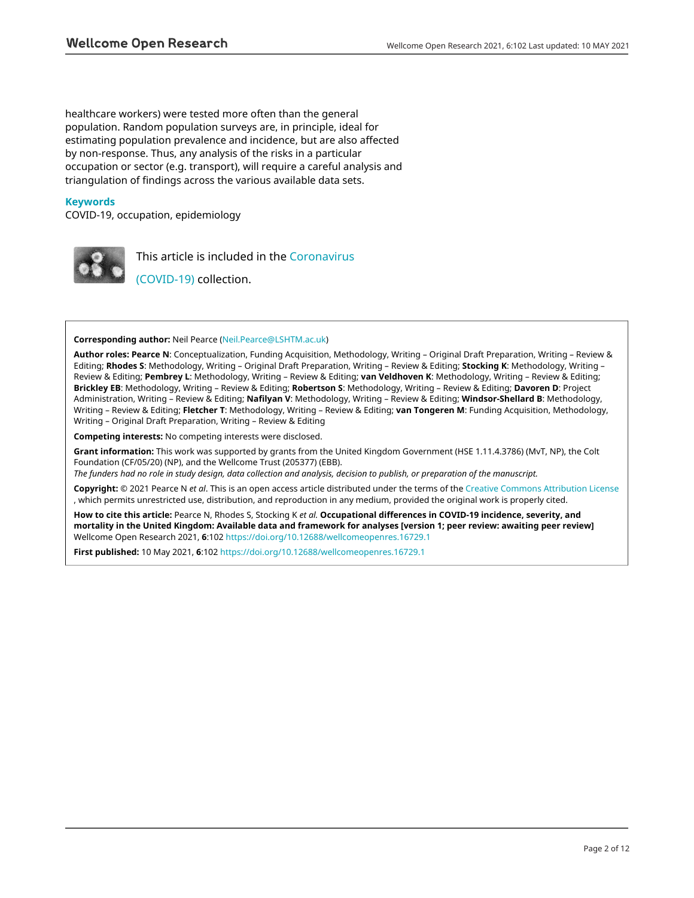healthcare workers) were tested more often than the general population. Random population surveys are, in principle, ideal for estimating population prevalence and incidence, but are also affected by non-response. Thus, any analysis of the risks in a particular occupation or sector (e.g. transport), will require a careful analysis and triangulation of findings across the various available data sets.

### Keywords

COVID-19, occupation, epidemiology

This article is included in the Coronavirus (COVID-19) collection.

**Corresponding author:** Neil Pearce (Neil.Pearce@LSHTM.ac.uk)

**Author roles: Pearce N**: Conceptualization, Funding Acquisition, Methodology, Writing – Original Draft Preparation, Writing – Review & Editing; **Rhodes S**: Methodology, Writing – Original Draft Preparation, Writing – Review & Editing; **Stocking K**: Methodology, Writing – Review & Editing; **Pembrey L**: Methodology, Writing – Review & Editing; **van Veldhoven K**: Methodology, Writing – Review & Editing; **Brickley EB**: Methodology, Writing – Review & Editing; **Robertson S**: Methodology, Writing – Review & Editing; **Davoren D**: Project Administration, Writing – Review & Editing; **Nafilyan V**: Methodology, Writing – Review & Editing; **Windsor-Shellard B**: Methodology, Writing – Review & Editing; **Fletcher T**: Methodology, Writing – Review & Editing; **van Tongeren M**: Funding Acquisition, Methodology, Writing – Original Draft Preparation, Writing – Review & Editing

**Competing interests:** No competing interests were disclosed.

**Grant information:** This work was supported by grants from the United Kingdom Government (HSE 1.11.4.3786) (MvT, NP), the Colt Foundation (CF/05/20) (NP), and the Wellcome Trust (205377) (EBB).
*The funders had no role in study design, data collection and analysis, decision to publish, or preparation of the manuscript.*

**Copyright:** © 2021 Pearce N *et al*. This is an open access article distributed under the terms of the Creative Commons Attribution License, which permits unrestricted use, distribution, and reproduction in any medium, provided the original work is properly cited.

**How to cite this article:** Pearce N, Rhodes S, Stocking K *et al.* **Occupational differences in COVID-19 incidence, severity, and mortality in the United Kingdom: Available data and framework for analyses [version 1; peer review: awaiting peer review]** Wellcome Open Research 2021, **6**:102 https://doi.org/10.12688/wellcomeopenres.16729.1

**First published:** 10 May 2021, **6**:102 https://doi.org/10.12688/wellcomeopenres.16729.1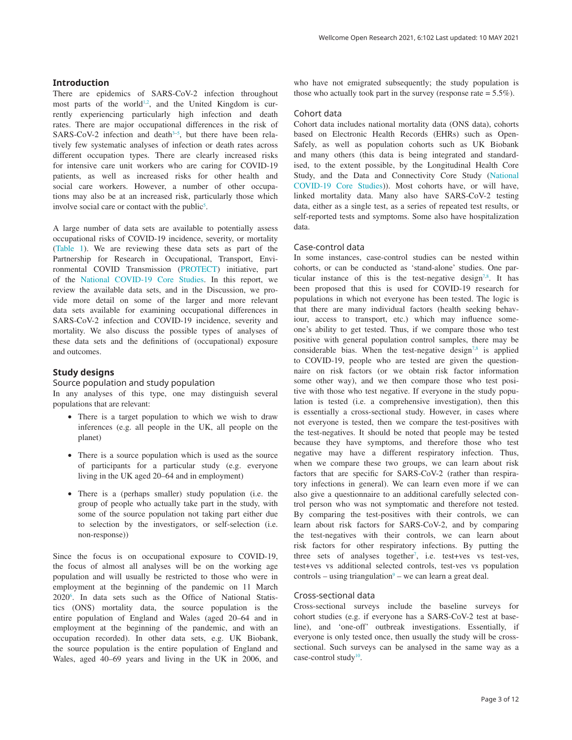## Introduction

There are epidemics of SARS-CoV-2 infection throughout most parts of the world[1,2], and the United Kingdom is currently experiencing particularly high infection and death rates. There are major occupational differences in the risk of SARS-CoV-2 infection and death[3–5], but there have been relatively few systematic analyses of infection or death rates across different occupation types. There are clearly increased risks for intensive care unit workers who are caring for COVID-19 patients, as well as increased risks for other health and social care workers. However, a number of other occupations may also be at an increased risk, particularly those which involve social care or contact with the public[5].

A large number of data sets are available to potentially assess occupational risks of COVID-19 incidence, severity, or mortality (Table 1). We are reviewing these data sets as part of the Partnership for Research in Occupational, Transport, Environmental COVID Transmission (PROTECT) initiative, part of the National COVID-19 Core Studies. In this report, we review the available data sets, and in the Discussion, we provide more detail on some of the larger and more relevant data sets available for examining occupational differences in SARS-CoV-2 infection and COVID-19 incidence, severity and mortality. We also discuss the possible types of analyses of these data sets and the definitions of (occupational) exposure and outcomes.

## Study designs

### Source population and study population

In any analyses of this type, one may distinguish several populations that are relevant:

- There is a target population to which we wish to draw inferences (e.g. all people in the UK, all people on the planet)
- There is a source population which is used as the source of participants for a particular study (e.g. everyone living in the UK aged 20–64 and in employment)
- There is a (perhaps smaller) study population (i.e. the group of people who actually take part in the study, with some of the source population not taking part either due to selection by the investigators, or self-selection (i.e. non-response))

Since the focus is on occupational exposure to COVID-19, the focus of almost all analyses will be on the working age population and will usually be restricted to those who were in employment at the beginning of the pandemic on 11 March 2020[6]. In data sets such as the Office of National Statistics (ONS) mortality data, the source population is the entire population of England and Wales (aged 20–64 and in employment at the beginning of the pandemic, and with an occupation recorded). In other data sets, e.g. UK Biobank, the source population is the entire population of England and Wales, aged 40–69 years and living in the UK in 2006, and who have not emigrated subsequently; the study population is those who actually took part in the survey (response rate = 5.5%).

### Cohort data

Cohort data includes national mortality data (ONS data), cohorts based on Electronic Health Records (EHRs) such as OpenSafely, as well as population cohorts such as UK Biobank and many others (this data is being integrated and standardised, to the extent possible, by the Longitudinal Health Core Study, and the Data and Connectivity Core Study (National COVID-19 Core Studies)). Most cohorts have, or will have, linked mortality data. Many also have SARS-CoV-2 testing data, either as a single test, as a series of repeated test results, or self-reported tests and symptoms. Some also have hospitalization data.

### Case-control data

In some instances, case-control studies can be nested within cohorts, or can be conducted as 'stand-alone' studies. One particular instance of this is the test-negative design[7,8]. It has been proposed that this is used for COVID-19 research for populations in which not everyone has been tested. The logic is that there are many individual factors (health seeking behaviour, access to transport, etc.) which may influence someone's ability to get tested. Thus, if we compare those who test positive with general population control samples, there may be considerable bias. When the test-negative design[7,8] is applied to COVID-19, people who are tested are given the questionnaire on risk factors (or we obtain risk factor information some other way), and we then compare those who test positive with those who test negative. If everyone in the study population is tested (i.e. a comprehensive investigation), then this is essentially a cross-sectional study. However, in cases where not everyone is tested, then we compare the test-positives with the test-negatives. It should be noted that people may be tested because they have symptoms, and therefore those who test negative may have a different respiratory infection. Thus, when we compare these two groups, we can learn about risk factors that are specific for SARS-CoV-2 (rather than respiratory infections in general). We can learn even more if we can also give a questionnaire to an additional carefully selected control person who was not symptomatic and therefore not tested. By comparing the test-positives with their controls, we can learn about risk factors for SARS-CoV-2, and by comparing the test-negatives with their controls, we can learn about risk factors for other respiratory infections. By putting the three sets of analyses together[7], i.e. test+ves vs test-ves, test+ves vs additional selected controls, test-ves vs population controls – using triangulation[9] – we can learn a great deal.

### Cross-sectional data

Cross-sectional surveys include the baseline surveys for cohort studies (e.g. if everyone has a SARS-CoV-2 test at baseline), and 'one-off' outbreak investigations. Essentially, if everyone is only tested once, then usually the study will be cross-sectional. Such surveys can be analysed in the same way as a case-control study[10].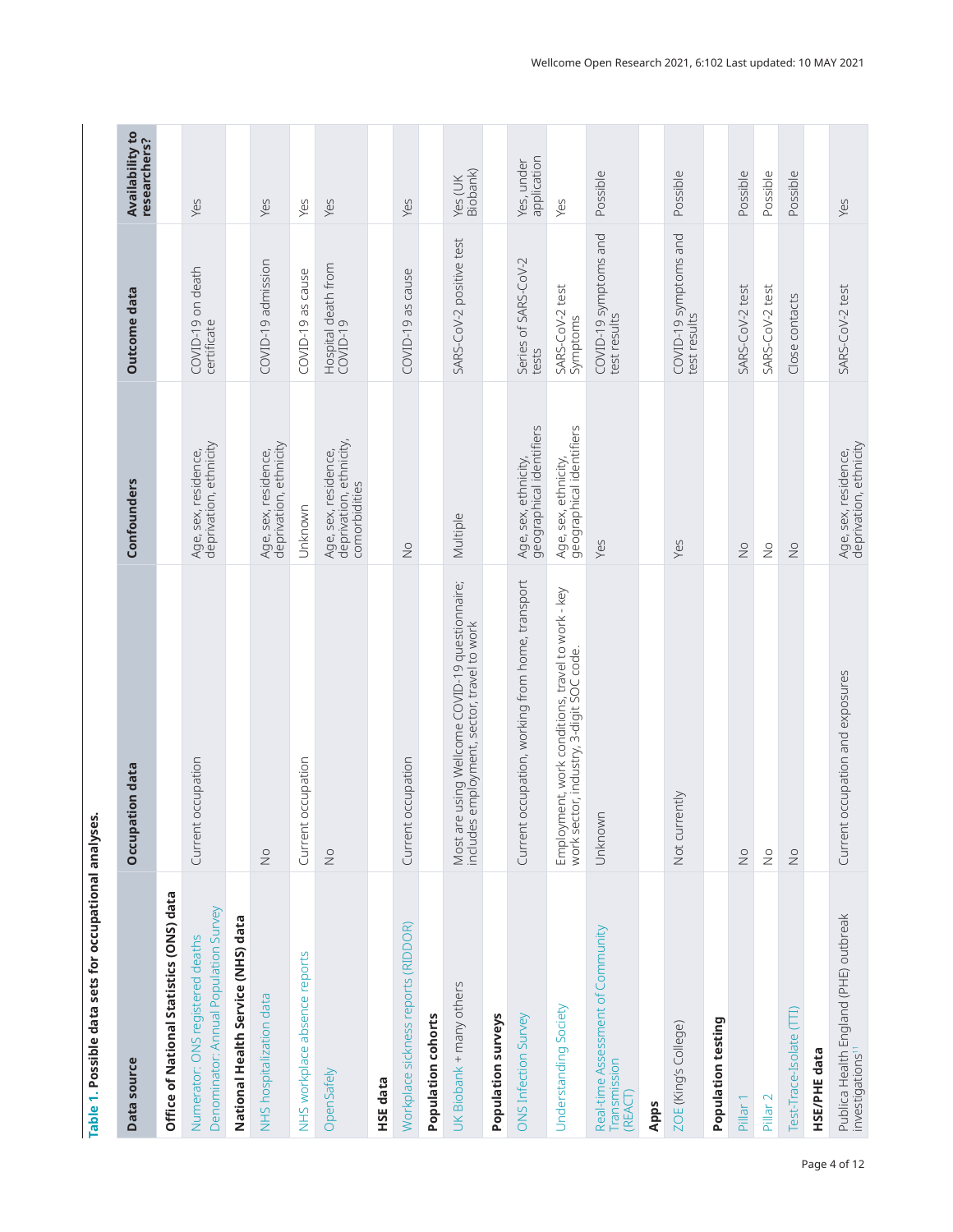**Table 1. Possible data sets for occupational analyses.**

| Data source | Occupation data | Confounders | Outcome data | Availability to researchers? |
|---|---|---|---|---|
| **Office of National Statistics (ONS) data** | | | | |
| Numerator: ONS registered deaths<br>Denominator: Annual Population Survey | Current occupation | Age, sex, residence, deprivation, ethnicity | COVID-19 on death certificate | Yes |
| **National Health Service (NHS) data** | | | | |
| NHS hospitalization data | No | Age, sex, residence, deprivation, ethnicity | COVID-19 admission | Yes |
| NHS workplace absence reports | Current occupation | Unknown | COVID-19 as cause | Yes |
| OpenSafely | No | Age, sex, residence, deprivation, ethnicity, comorbidities | Hospital death from COVID-19 | Yes |
| **HSE data** | | | | |
| Workplace sickness reports (RIDDOR) | Current occupation | No | COVID-19 as cause | Yes |
| **Population cohorts** | | | | |
| UK Biobank + many others | Most are using Wellcome COVID-19 questionnaire; includes employment, sector, travel to work | Multiple | SARS-CoV-2 positive test | Yes (UK Biobank) |
| **Population surveys** | | | | |
| ONS Infection Survey | Current occupation, working from home, transport | Age, sex, ethnicity, geographical identifiers | Series of SARS-CoV-2 tests | Yes, under application |
| Understanding Society | Employment, work conditions, travel to work - key work sector, industry, 3-digit SOC code. | Age, sex, ethnicity, geographical identifiers | SARS-CoV-2 test<br>Symptoms | Yes |
| Real-time Assessment of Community Transmission (REACT) | Unknown | Yes | COVID-19 symptoms and test results | Possible |
| **Apps** | | | | |
| ZOE (King's College) | Not currently | Yes | COVID-19 symptoms and test results | Possible |
| **Population testing** | | | | |
| Pillar 1 | No | No | SARS-CoV-2 test | Possible |
| Pillar 2 | No | No | SARS-CoV-2 test | Possible |
| Test-Trace-Isolate (TTI) | No | No | Close contacts | Possible |
| **HSE/PHE data** | | | | |
| Publica Health England (PHE) outbreak investigations[11] | Current occupation and exposures | Age, sex, residence, deprivation, ethnicity | SARS-CoV-2 test | Yes |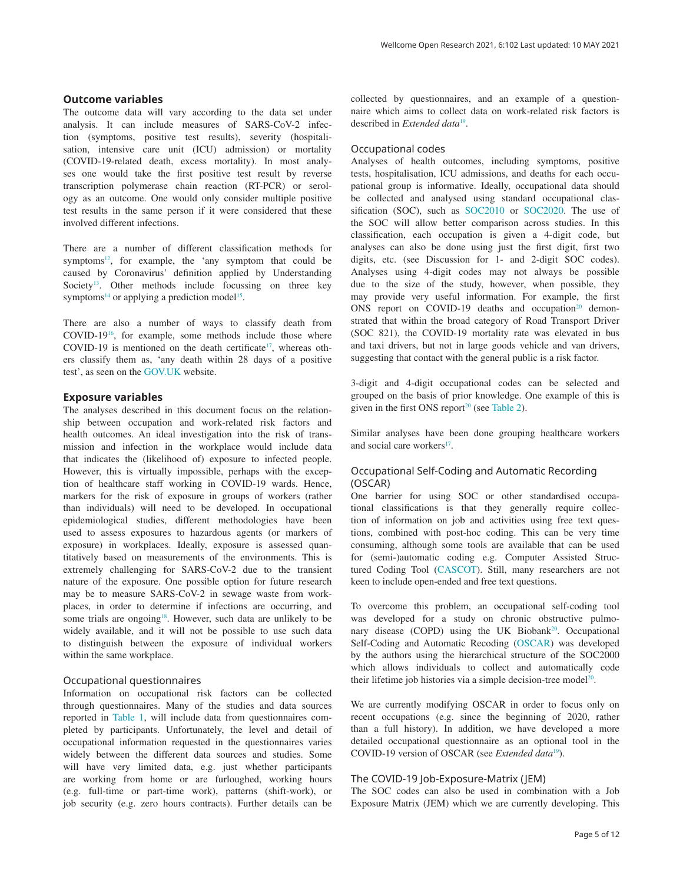## Outcome variables

The outcome data will vary according to the data set under analysis. It can include measures of SARS-CoV-2 infection (symptoms, positive test results), severity (hospitalisation, intensive care unit (ICU) admission) or mortality (COVID-19-related death, excess mortality). In most analyses one would take the first positive test result by reverse transcription polymerase chain reaction (RT-PCR) or serology as an outcome. One would only consider multiple positive test results in the same person if it were considered that these involved different infections.

There are a number of different classification methods for symptoms[12], for example, the 'any symptom that could be caused by Coronavirus' definition applied by Understanding Society[13]. Other methods include focussing on three key symptoms[14] or applying a prediction model[15].

There are also a number of ways to classify death from COVID-19[16], for example, some methods include those where COVID-19 is mentioned on the death certificate[17], whereas others classify them as, 'any death within 28 days of a positive test', as seen on the GOV.UK website.

## Exposure variables

The analyses described in this document focus on the relationship between occupation and work-related risk factors and health outcomes. An ideal investigation into the risk of transmission and infection in the workplace would include data that indicates the (likelihood of) exposure to infected people. However, this is virtually impossible, perhaps with the exception of healthcare staff working in COVID-19 wards. Hence, markers for the risk of exposure in groups of workers (rather than individuals) will need to be developed. In occupational epidemiological studies, different methodologies have been used to assess exposures to hazardous agents (or markers of exposure) in workplaces. Ideally, exposure is assessed quantitatively based on measurements of the environments. This is extremely challenging for SARS-CoV-2 due to the transient nature of the exposure. One possible option for future research may be to measure SARS-CoV-2 in sewage waste from workplaces, in order to determine if infections are occurring, and some trials are ongoing[18]. However, such data are unlikely to be widely available, and it will not be possible to use such data to distinguish between the exposure of individual workers within the same workplace.

### Occupational questionnaires

Information on occupational risk factors can be collected through questionnaires. Many of the studies and data sources reported in Table 1, will include data from questionnaires completed by participants. Unfortunately, the level and detail of occupational information requested in the questionnaires varies widely between the different data sources and studies. Some will have very limited data, e.g. just whether participants are working from home or are furloughed, working hours (e.g. full-time or part-time work), patterns (shift-work), or job security (e.g. zero hours contracts). Further details can be collected by questionnaires, and an example of a questionnaire which aims to collect data on work-related risk factors is described in *Extended data*[19].

### Occupational codes

Analyses of health outcomes, including symptoms, positive tests, hospitalisation, ICU admissions, and deaths for each occupational group is informative. Ideally, occupational data should be collected and analysed using standard occupational classification (SOC), such as SOC2010 or SOC2020. The use of the SOC will allow better comparison across studies. In this classification, each occupation is given a 4-digit code, but analyses can also be done using just the first digit, first two digits, etc. (see Discussion for 1- and 2-digit SOC codes). Analyses using 4-digit codes may not always be possible due to the size of the study, however, when possible, they may provide very useful information. For example, the first ONS report on COVID-19 deaths and occupation[20] demonstrated that within the broad category of Road Transport Driver (SOC 821), the COVID-19 mortality rate was elevated in bus and taxi drivers, but not in large goods vehicle and van drivers, suggesting that contact with the general public is a risk factor.

3-digit and 4-digit occupational codes can be selected and grouped on the basis of prior knowledge. One example of this is given in the first ONS report[20] (see Table 2).

Similar analyses have been done grouping healthcare workers and social care workers[17].

### Occupational Self-Coding and Automatic Recording (OSCAR)

One barrier for using SOC or other standardised occupational classifications is that they generally require collection of information on job and activities using free text questions, combined with post-hoc coding. This can be very time consuming, although some tools are available that can be used for (semi-)automatic coding e.g. Computer Assisted Structured Coding Tool (CASCOT). Still, many researchers are not keen to include open-ended and free text questions.

To overcome this problem, an occupational self-coding tool was developed for a study on chronic obstructive pulmonary disease (COPD) using the UK Biobank[20]. Occupational Self-Coding and Automatic Recoding (OSCAR) was developed by the authors using the hierarchical structure of the SOC2000 which allows individuals to collect and automatically code their lifetime job histories via a simple decision-tree model[20].

We are currently modifying OSCAR in order to focus only on recent occupations (e.g. since the beginning of 2020, rather than a full history). In addition, we have developed a more detailed occupational questionnaire as an optional tool in the COVID-19 version of OSCAR (see *Extended data*[19]).

### The COVID-19 Job-Exposure-Matrix (JEM)

The SOC codes can also be used in combination with a Job Exposure Matrix (JEM) which we are currently developing. This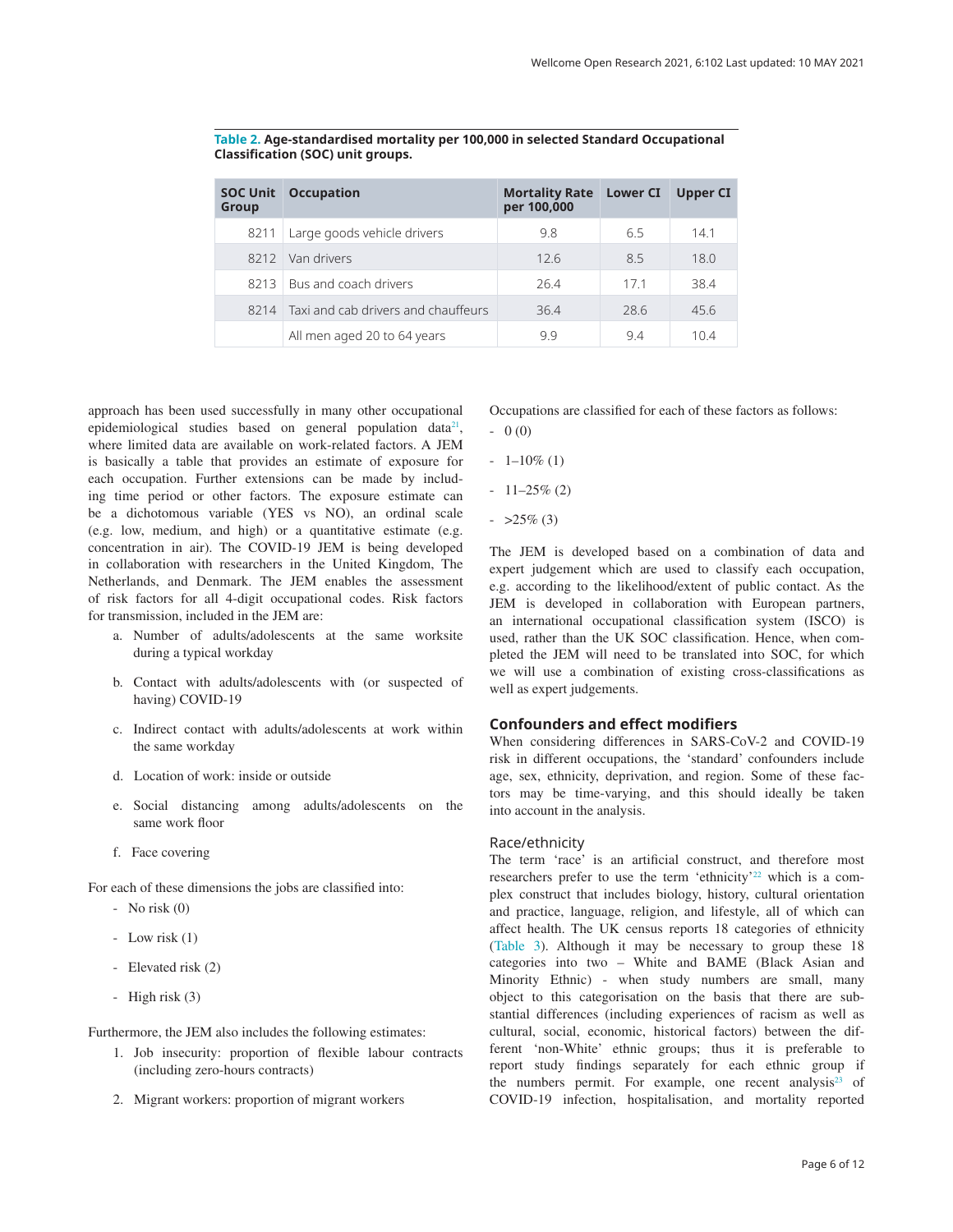**Table 2. Age-standardised mortality per 100,000 in selected Standard Occupational Classification (SOC) unit groups.**

| SOC Unit Group | Occupation | Mortality Rate per 100,000 | Lower CI | Upper CI |
|---|---|---|---|---|
| 8211 | Large goods vehicle drivers | 9.8 | 6.5 | 14.1 |
| 8212 | Van drivers | 12.6 | 8.5 | 18.0 |
| 8213 | Bus and coach drivers | 26.4 | 17.1 | 38.4 |
| 8214 | Taxi and cab drivers and chauffeurs | 36.4 | 28.6 | 45.6 |
| | All men aged 20 to 64 years | 9.9 | 9.4 | 10.4 |

approach has been used successfully in many other occupational epidemiological studies based on general population data[21], where limited data are available on work-related factors. A JEM is basically a table that provides an estimate of exposure for each occupation. Further extensions can be made by including time period or other factors. The exposure estimate can be a dichotomous variable (YES vs NO), an ordinal scale (e.g. low, medium, and high) or a quantitative estimate (e.g. concentration in air). The COVID-19 JEM is being developed in collaboration with researchers in the United Kingdom, The Netherlands, and Denmark. The JEM enables the assessment of risk factors for all 4-digit occupational codes. Risk factors for transmission, included in the JEM are:

a. Number of adults/adolescents at the same worksite during a typical workday
b. Contact with adults/adolescents with (or suspected of having) COVID-19
c. Indirect contact with adults/adolescents at work within the same workday
d. Location of work: inside or outside
e. Social distancing among adults/adolescents on the same work floor
f. Face covering

For each of these dimensions the jobs are classified into:

- No risk (0)
- Low risk (1)
- Elevated risk (2)
- High risk (3)

Furthermore, the JEM also includes the following estimates:

1. Job insecurity: proportion of flexible labour contracts (including zero-hours contracts)
2. Migrant workers: proportion of migrant workers

Occupations are classified for each of these factors as follows:

- 0 (0)
- 1–10% (1)
- 11–25% (2)
- >25% (3)

The JEM is developed based on a combination of data and expert judgement which are used to classify each occupation, e.g. according to the likelihood/extent of public contact. As the JEM is developed in collaboration with European partners, an international occupational classification system (ISCO) is used, rather than the UK SOC classification. Hence, when completed the JEM will need to be translated into SOC, for which we will use a combination of existing cross-classifications as well as expert judgements.

## Confounders and effect modifiers

When considering differences in SARS-CoV-2 and COVID-19 risk in different occupations, the 'standard' confounders include age, sex, ethnicity, deprivation, and region. Some of these factors may be time-varying, and this should ideally be taken into account in the analysis.

### Race/ethnicity

The term 'race' is an artificial construct, and therefore most researchers prefer to use the term 'ethnicity'[22] which is a complex construct that includes biology, history, cultural orientation and practice, language, religion, and lifestyle, all of which can affect health. The UK census reports 18 categories of ethnicity (Table 3). Although it may be necessary to group these 18 categories into two – White and BAME (Black Asian and Minority Ethnic) - when study numbers are small, many object to this categorisation on the basis that there are substantial differences (including experiences of racism as well as cultural, social, economic, historical factors) between the different 'non-White' ethnic groups; thus it is preferable to report study findings separately for each ethnic group if the numbers permit. For example, one recent analysis[23] of COVID-19 infection, hospitalisation, and mortality reported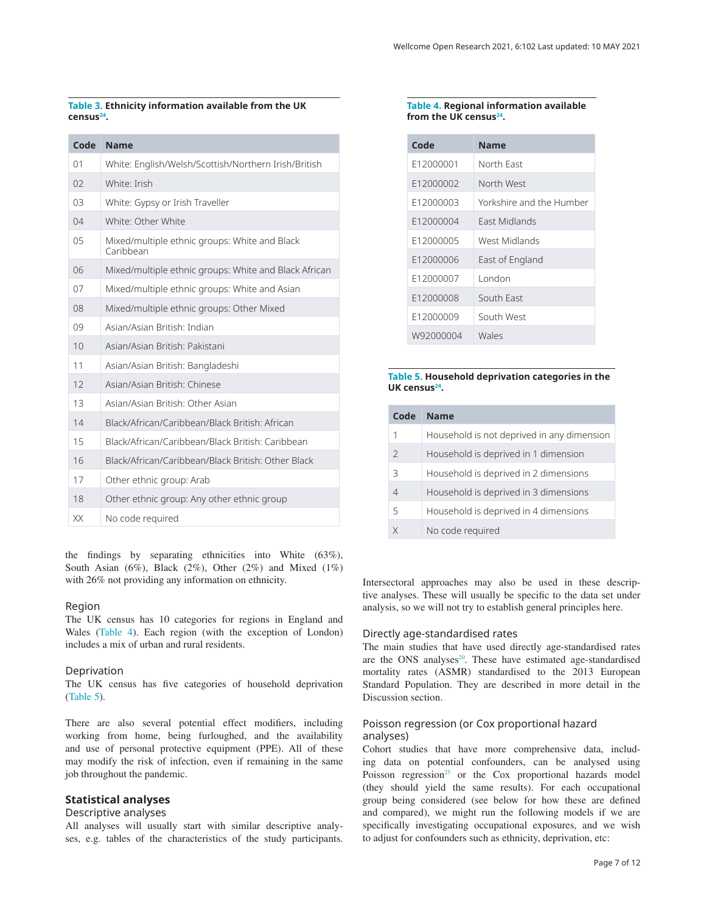**Table 3. Ethnicity information available from the UK census[24].**

| Code | Name |
|---|---|
| 01 | White: English/Welsh/Scottish/Northern Irish/British |
| 02 | White: Irish |
| 03 | White: Gypsy or Irish Traveller |
| 04 | White: Other White |
| 05 | Mixed/multiple ethnic groups: White and Black Caribbean |
| 06 | Mixed/multiple ethnic groups: White and Black African |
| 07 | Mixed/multiple ethnic groups: White and Asian |
| 08 | Mixed/multiple ethnic groups: Other Mixed |
| 09 | Asian/Asian British: Indian |
| 10 | Asian/Asian British: Pakistani |
| 11 | Asian/Asian British: Bangladeshi |
| 12 | Asian/Asian British: Chinese |
| 13 | Asian/Asian British: Other Asian |
| 14 | Black/African/Caribbean/Black British: African |
| 15 | Black/African/Caribbean/Black British: Caribbean |
| 16 | Black/African/Caribbean/Black British: Other Black |
| 17 | Other ethnic group: Arab |
| 18 | Other ethnic group: Any other ethnic group |
| XX | No code required |

the findings by separating ethnicities into White (63%), South Asian (6%), Black (2%), Other (2%) and Mixed (1%) with 26% not providing any information on ethnicity.

### Region

The UK census has 10 categories for regions in England and Wales (Table 4). Each region (with the exception of London) includes a mix of urban and rural residents.

**Table 4. Regional information available from the UK census[24].**

| Code | Name |
|---|---|
| E12000001 | North East |
| E12000002 | North West |
| E12000003 | Yorkshire and the Humber |
| E12000004 | East Midlands |
| E12000005 | West Midlands |
| E12000006 | East of England |
| E12000007 | London |
| E12000008 | South East |
| E12000009 | South West |
| W92000004 | Wales |

### Deprivation

The UK census has five categories of household deprivation (Table 5).

**Table 5. Household deprivation categories in the UK census[24].**

| Code | Name |
|---|---|
| 1 | Household is not deprived in any dimension |
| 2 | Household is deprived in 1 dimension |
| 3 | Household is deprived in 2 dimensions |
| 4 | Household is deprived in 3 dimensions |
| 5 | Household is deprived in 4 dimensions |
| X | No code required |

There are also several potential effect modifiers, including working from home, being furloughed, and the availability and use of personal protective equipment (PPE). All of these may modify the risk of infection, even if remaining in the same job throughout the pandemic.

## Statistical analyses

### Descriptive analyses

All analyses will usually start with similar descriptive analyses, e.g. tables of the characteristics of the study participants. Intersectoral approaches may also be used in these descriptive analyses. These will usually be specific to the data set under analysis, so we will not try to establish general principles here.

### Directly age-standardised rates

The main studies that have used directly age-standardised rates are the ONS analyses[20]. These have estimated age-standardised mortality rates (ASMR) standardised to the 2013 European Standard Population. They are described in more detail in the Discussion section.

### Poisson regression (or Cox proportional hazard analyses)

Cohort studies that have more comprehensive data, including data on potential confounders, can be analysed using Poisson regression[25] or the Cox proportional hazards model (they should yield the same results). For each occupational group being considered (see below for how these are defined and compared), we might run the following models if we are specifically investigating occupational exposures, and we wish to adjust for confounders such as ethnicity, deprivation, etc: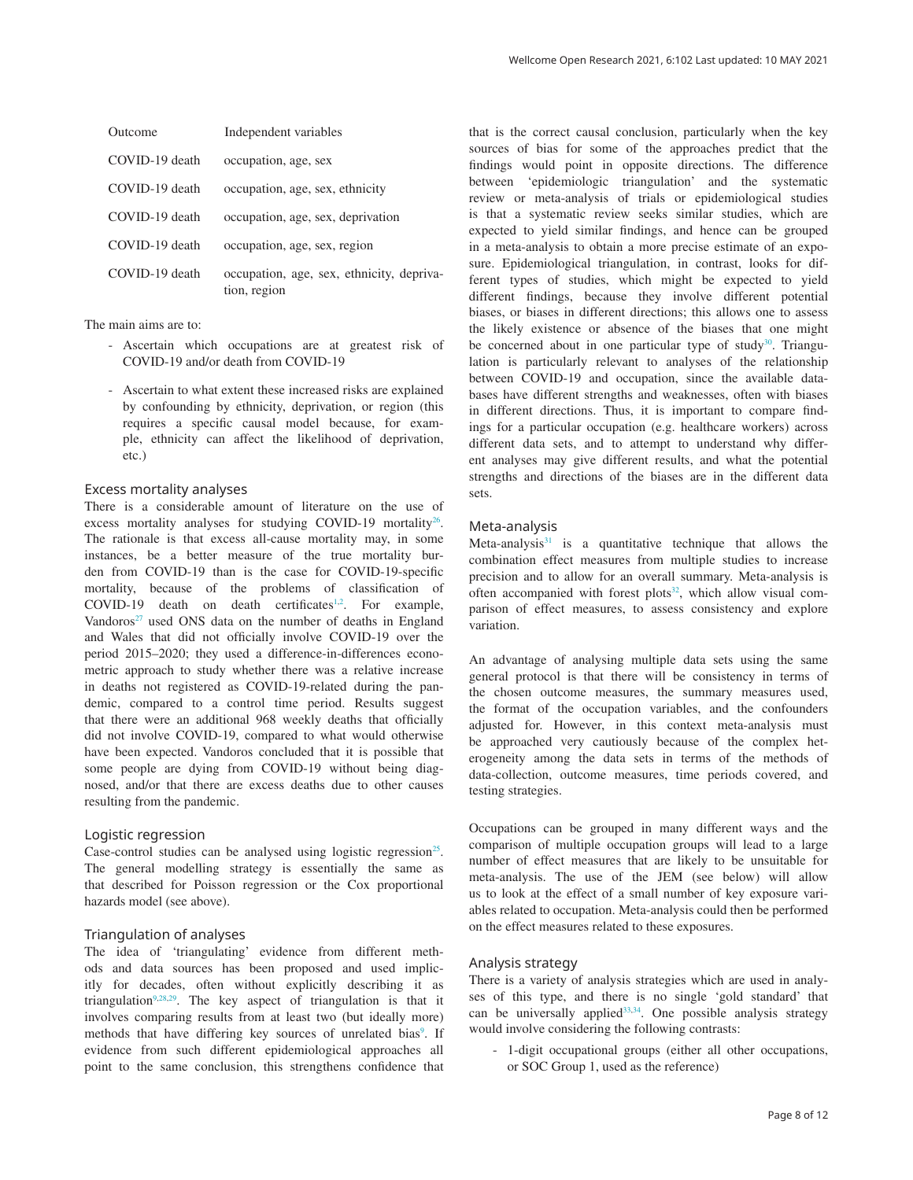| Outcome | Independent variables |
| --- | --- |
| COVID-19 death | occupation, age, sex |
| COVID-19 death | occupation, age, sex, ethnicity |
| COVID-19 death | occupation, age, sex, deprivation |
| COVID-19 death | occupation, age, sex, region |
| COVID-19 death | occupation, age, sex, ethnicity, deprivation, region |

The main aims are to:

- Ascertain which occupations are at greatest risk of COVID-19 and/or death from COVID-19
- Ascertain to what extent these increased risks are explained by confounding by ethnicity, deprivation, or region (this requires a specific causal model because, for example, ethnicity can affect the likelihood of deprivation, etc.)

### Excess mortality analyses

There is a considerable amount of literature on the use of excess mortality analyses for studying COVID-19 mortality[26]. The rationale is that excess all-cause mortality may, in some instances, be a better measure of the true mortality burden from COVID-19 than is the case for COVID-19-specific mortality, because of the problems of classification of COVID-19 death on death certificates[1,2]. For example, Vandoros[27] used ONS data on the number of deaths in England and Wales that did not officially involve COVID-19 over the period 2015–2020; they used a difference-in-differences econometric approach to study whether there was a relative increase in deaths not registered as COVID-19-related during the pandemic, compared to a control time period. Results suggest that there were an additional 968 weekly deaths that officially did not involve COVID-19, compared to what would otherwise have been expected. Vandoros concluded that it is possible that some people are dying from COVID-19 without being diagnosed, and/or that there are excess deaths due to other causes resulting from the pandemic.

### Logistic regression

Case-control studies can be analysed using logistic regression[25]. The general modelling strategy is essentially the same as that described for Poisson regression or the Cox proportional hazards model (see above).

### Triangulation of analyses

The idea of 'triangulating' evidence from different methods and data sources has been proposed and used implicitly for decades, often without explicitly describing it as triangulation[9,28,29]. The key aspect of triangulation is that it involves comparing results from at least two (but ideally more) methods that have differing key sources of unrelated bias[9]. If evidence from such different epidemiological approaches all point to the same conclusion, this strengthens confidence that that is the correct causal conclusion, particularly when the key sources of bias for some of the approaches predict that the findings would point in opposite directions. The difference between 'epidemiologic triangulation' and the systematic review or meta-analysis of trials or epidemiological studies is that a systematic review seeks similar studies, which are expected to yield similar findings, and hence can be grouped in a meta-analysis to obtain a more precise estimate of an exposure. Epidemiological triangulation, in contrast, looks for different types of studies, which might be expected to yield different findings, because they involve different potential biases, or biases in different directions; this allows one to assess the likely existence or absence of the biases that one might be concerned about in one particular type of study[30]. Triangulation is particularly relevant to analyses of the relationship between COVID-19 and occupation, since the available databases have different strengths and weaknesses, often with biases in different directions. Thus, it is important to compare findings for a particular occupation (e.g. healthcare workers) across different data sets, and to attempt to understand why different analyses may give different results, and what the potential strengths and directions of the biases are in the different data sets.

### Meta-analysis

Meta-analysis[31] is a quantitative technique that allows the combination effect measures from multiple studies to increase precision and to allow for an overall summary. Meta-analysis is often accompanied with forest plots[32], which allow visual comparison of effect measures, to assess consistency and explore variation.

An advantage of analysing multiple data sets using the same general protocol is that there will be consistency in terms of the chosen outcome measures, the summary measures used, the format of the occupation variables, and the confounders adjusted for. However, in this context meta-analysis must be approached very cautiously because of the complex heterogeneity among the data sets in terms of the methods of data-collection, outcome measures, time periods covered, and testing strategies.

Occupations can be grouped in many different ways and the comparison of multiple occupation groups will lead to a large number of effect measures that are likely to be unsuitable for meta-analysis. The use of the JEM (see below) will allow us to look at the effect of a small number of key exposure variables related to occupation. Meta-analysis could then be performed on the effect measures related to these exposures.

### Analysis strategy

There is a variety of analysis strategies which are used in analyses of this type, and there is no single 'gold standard' that can be universally applied[33,34]. One possible analysis strategy would involve considering the following contrasts:

- 1-digit occupational groups (either all other occupations, or SOC Group 1, used as the reference)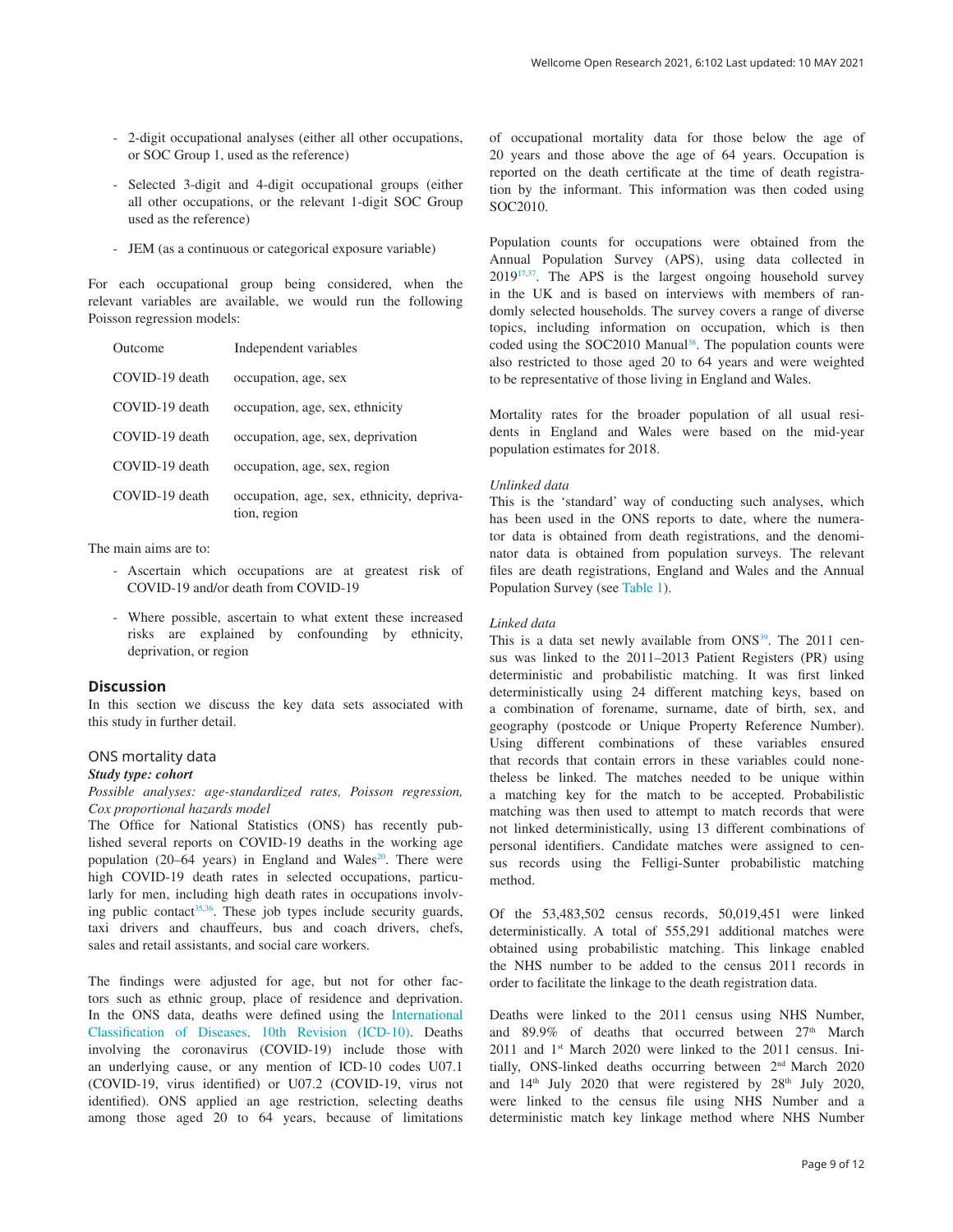- 2-digit occupational analyses (either all other occupations, or SOC Group 1, used as the reference)
- Selected 3-digit and 4-digit occupational groups (either all other occupations, or the relevant 1-digit SOC Group used as the reference)
- JEM (as a continuous or categorical exposure variable)

For each occupational group being considered, when the relevant variables are available, we would run the following Poisson regression models:

| Outcome | Independent variables |
|---|---|
| COVID-19 death | occupation, age, sex |
| COVID-19 death | occupation, age, sex, ethnicity |
| COVID-19 death | occupation, age, sex, deprivation |
| COVID-19 death | occupation, age, sex, region |
| COVID-19 death | occupation, age, sex, ethnicity, deprivation, region |

The main aims are to:

- Ascertain which occupations are at greatest risk of COVID-19 and/or death from COVID-19
- Where possible, ascertain to what extent these increased risks are explained by confounding by ethnicity, deprivation, or region

## Discussion

In this section we discuss the key data sets associated with this study in further detail.

### ONS mortality data

***Study type: cohort***

*Possible analyses: age-standardized rates, Poisson regression, Cox proportional hazards model*

The Office for National Statistics (ONS) has recently published several reports on COVID-19 deaths in the working age population (20–64 years) in England and Wales[20]. There were high COVID-19 death rates in selected occupations, particularly for men, including high death rates in occupations involving public contact[35,36]. These job types include security guards, taxi drivers and chauffeurs, bus and coach drivers, chefs, sales and retail assistants, and social care workers.

The findings were adjusted for age, but not for other factors such as ethnic group, place of residence and deprivation. In the ONS data, deaths were defined using the International Classification of Diseases, 10th Revision (ICD-10). Deaths involving the coronavirus (COVID-19) include those with an underlying cause, or any mention of ICD-10 codes U07.1 (COVID-19, virus identified) or U07.2 (COVID-19, virus not identified). ONS applied an age restriction, selecting deaths among those aged 20 to 64 years, because of limitations of occupational mortality data for those below the age of 20 years and those above the age of 64 years. Occupation is reported on the death certificate at the time of death registration by the informant. This information was then coded using SOC2010.

Population counts for occupations were obtained from the Annual Population Survey (APS), using data collected in 2019[17,37]. The APS is the largest ongoing household survey in the UK and is based on interviews with members of randomly selected households. The survey covers a range of diverse topics, including information on occupation, which is then coded using the SOC2010 Manual[38]. The population counts were also restricted to those aged 20 to 64 years and were weighted to be representative of those living in England and Wales.

Mortality rates for the broader population of all usual residents in England and Wales were based on the mid-year population estimates for 2018.

*Unlinked data*

This is the 'standard' way of conducting such analyses, which has been used in the ONS reports to date, where the numerator data is obtained from death registrations, and the denominator data is obtained from population surveys. The relevant files are death registrations, England and Wales and the Annual Population Survey (see Table 1).

*Linked data*

This is a data set newly available from ONS[39]. The 2011 census was linked to the 2011–2013 Patient Registers (PR) using deterministic and probabilistic matching. It was first linked deterministically using 24 different matching keys, based on a combination of forename, surname, date of birth, sex, and geography (postcode or Unique Property Reference Number). Using different combinations of these variables ensured that records that contain errors in these variables could nonetheless be linked. The matches needed to be unique within a matching key for the match to be accepted. Probabilistic matching was then used to attempt to match records that were not linked deterministically, using 13 different combinations of personal identifiers. Candidate matches were assigned to census records using the Felligi-Sunter probabilistic matching method.

Of the 53,483,502 census records, 50,019,451 were linked deterministically. A total of 555,291 additional matches were obtained using probabilistic matching. This linkage enabled the NHS number to be added to the census 2011 records in order to facilitate the linkage to the death registration data.

Deaths were linked to the 2011 census using NHS Number, and 89.9% of deaths that occurred between 27th March 2011 and 1st March 2020 were linked to the 2011 census. Initially, ONS-linked deaths occurring between 2nd March 2020 and 14th July 2020 that were registered by 28th July 2020, were linked to the census file using NHS Number and a deterministic match key linkage method where NHS Number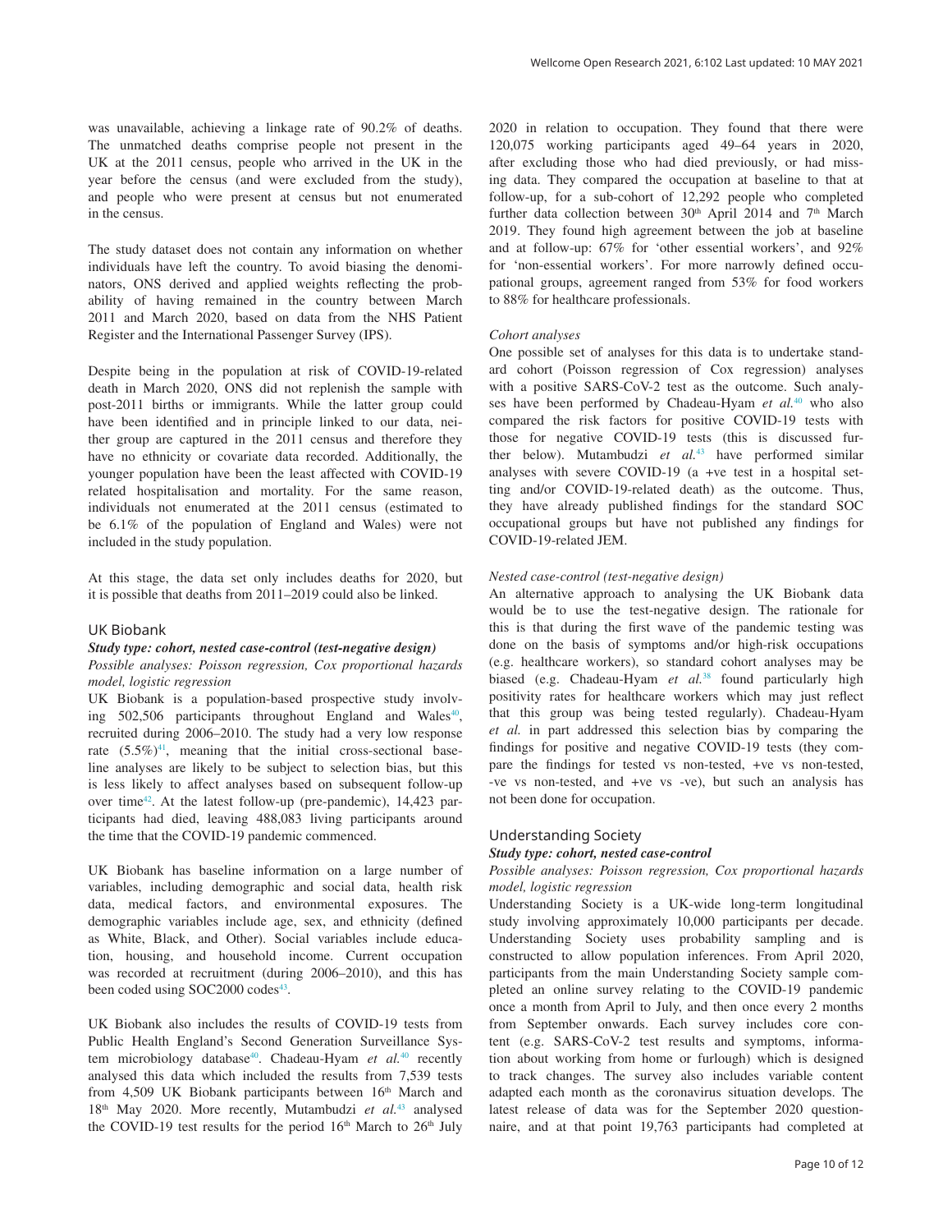was unavailable, achieving a linkage rate of 90.2% of deaths. The unmatched deaths comprise people not present in the UK at the 2011 census, people who arrived in the UK in the year before the census (and were excluded from the study), and people who were present at census but not enumerated in the census.

The study dataset does not contain any information on whether individuals have left the country. To avoid biasing the denominators, ONS derived and applied weights reflecting the probability of having remained in the country between March 2011 and March 2020, based on data from the NHS Patient Register and the International Passenger Survey (IPS).

Despite being in the population at risk of COVID-19-related death in March 2020, ONS did not replenish the sample with post-2011 births or immigrants. While the latter group could have been identified and in principle linked to our data, neither group are captured in the 2011 census and therefore they have no ethnicity or covariate data recorded. Additionally, the younger population have been the least affected with COVID-19 related hospitalisation and mortality. For the same reason, individuals not enumerated at the 2011 census (estimated to be 6.1% of the population of England and Wales) were not included in the study population.

At this stage, the data set only includes deaths for 2020, but it is possible that deaths from 2011–2019 could also be linked.

### UK Biobank

***Study type: cohort, nested case-control (test-negative design)***

*Possible analyses: Poisson regression, Cox proportional hazards model, logistic regression*

UK Biobank is a population-based prospective study involving 502,506 participants throughout England and Wales[40], recruited during 2006–2010. The study had a very low response rate (5.5%)[41], meaning that the initial cross-sectional baseline analyses are likely to be subject to selection bias, but this is less likely to affect analyses based on subsequent follow-up over time[42]. At the latest follow-up (pre-pandemic), 14,423 participants had died, leaving 488,083 living participants around the time that the COVID-19 pandemic commenced.

UK Biobank has baseline information on a large number of variables, including demographic and social data, health risk data, medical factors, and environmental exposures. The demographic variables include age, sex, and ethnicity (defined as White, Black, and Other). Social variables include education, housing, and household income. Current occupation was recorded at recruitment (during 2006–2010), and this has been coded using SOC2000 codes[43].

UK Biobank also includes the results of COVID-19 tests from Public Health England's Second Generation Surveillance System microbiology database[40]. Chadeau-Hyam *et al.*[40] recently analysed this data which included the results from 7,539 tests from 4,509 UK Biobank participants between 16th March and 18th May 2020. More recently, Mutambudzi *et al.*[43] analysed the COVID-19 test results for the period 16th March to 26th July 2020 in relation to occupation. They found that there were 120,075 working participants aged 49–64 years in 2020, after excluding those who had died previously, or had missing data. They compared the occupation at baseline to that at follow-up, for a sub-cohort of 12,292 people who completed further data collection between 30th April 2014 and 7th March 2019. They found high agreement between the job at baseline and at follow-up: 67% for 'other essential workers', and 92% for 'non-essential workers'. For more narrowly defined occupational groups, agreement ranged from 53% for food workers to 88% for healthcare professionals.

*Cohort analyses*

One possible set of analyses for this data is to undertake standard cohort (Poisson regression of Cox regression) analyses with a positive SARS-CoV-2 test as the outcome. Such analyses have been performed by Chadeau-Hyam *et al.*[40] who also compared the risk factors for positive COVID-19 tests with those for negative COVID-19 tests (this is discussed further below). Mutambudzi *et al.*[43] have performed similar analyses with severe COVID-19 (a +ve test in a hospital setting and/or COVID-19-related death) as the outcome. Thus, they have already published findings for the standard SOC occupational groups but have not published any findings for COVID-19-related JEM.

*Nested case-control (test-negative design)*

An alternative approach to analysing the UK Biobank data would be to use the test-negative design. The rationale for this is that during the first wave of the pandemic testing was done on the basis of symptoms and/or high-risk occupations (e.g. healthcare workers), so standard cohort analyses may be biased (e.g. Chadeau-Hyam *et al.*[38] found particularly high positivity rates for healthcare workers which may just reflect that this group was being tested regularly). Chadeau-Hyam *et al.* in part addressed this selection bias by comparing the findings for positive and negative COVID-19 tests (they compare the findings for tested vs non-tested, +ve vs non-tested, -ve vs non-tested, and +ve vs -ve), but such an analysis has not been done for occupation.

### Understanding Society

***Study type: cohort, nested case-control***

*Possible analyses: Poisson regression, Cox proportional hazards model, logistic regression*

Understanding Society is a UK-wide long-term longitudinal study involving approximately 10,000 participants per decade. Understanding Society uses probability sampling and is constructed to allow population inferences. From April 2020, participants from the main Understanding Society sample completed an online survey relating to the COVID-19 pandemic once a month from April to July, and then once every 2 months from September onwards. Each survey includes core content (e.g. SARS-CoV-2 test results and symptoms, information about working from home or furlough) which is designed to track changes. The survey also includes variable content adapted each month as the coronavirus situation develops. The latest release of data was for the September 2020 questionnaire, and at that point 19,763 participants had completed at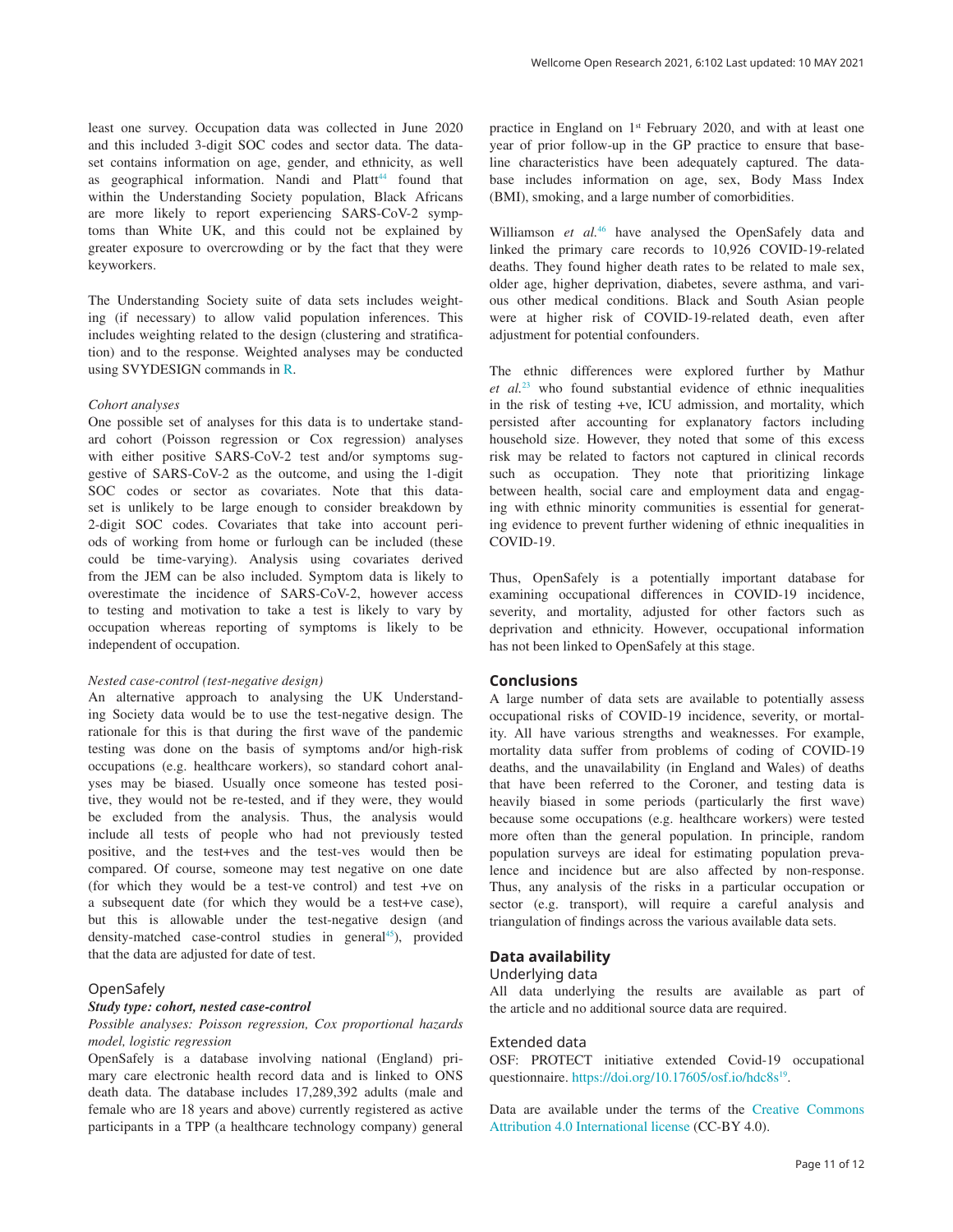least one survey. Occupation data was collected in June 2020 and this included 3-digit SOC codes and sector data. The dataset contains information on age, gender, and ethnicity, as well as geographical information. Nandi and Platt[44] found that within the Understanding Society population, Black Africans are more likely to report experiencing SARS-CoV-2 symptoms than White UK, and this could not be explained by greater exposure to overcrowding or by the fact that they were keyworkers.

The Understanding Society suite of data sets includes weighting (if necessary) to allow valid population inferences. This includes weighting related to the design (clustering and stratification) and to the response. Weighted analyses may be conducted using SVYDESIGN commands in R.

*Cohort analyses*

One possible set of analyses for this data is to undertake standard cohort (Poisson regression or Cox regression) analyses with either positive SARS-CoV-2 test and/or symptoms suggestive of SARS-CoV-2 as the outcome, and using the 1-digit SOC codes or sector as covariates. Note that this dataset is unlikely to be large enough to consider breakdown by 2-digit SOC codes. Covariates that take into account periods of working from home or furlough can be included (these could be time-varying). Analysis using covariates derived from the JEM can be also included. Symptom data is likely to overestimate the incidence of SARS-CoV-2, however access to testing and motivation to take a test is likely to vary by occupation whereas reporting of symptoms is likely to be independent of occupation.

*Nested case-control (test-negative design)*

An alternative approach to analysing the UK Understanding Society data would be to use the test-negative design. The rationale for this is that during the first wave of the pandemic testing was done on the basis of symptoms and/or high-risk occupations (e.g. healthcare workers), so standard cohort analyses may be biased. Usually once someone has tested positive, they would not be re-tested, and if they were, they would be excluded from the analysis. Thus, the analysis would include all tests of people who had not previously tested positive, and the test+ves and the test-ves would then be compared. Of course, someone may test negative on one date (for which they would be a test-ve control) and test +ve on a subsequent date (for which they would be a test+ve case), but this is allowable under the test-negative design (and density-matched case-control studies in general[45]), provided that the data are adjusted for date of test.

### OpenSafely

***Study type: cohort, nested case-control***

*Possible analyses: Poisson regression, Cox proportional hazards model, logistic regression*

OpenSafely is a database involving national (England) primary care electronic health record data and is linked to ONS death data. The database includes 17,289,392 adults (male and female who are 18 years and above) currently registered as active participants in a TPP (a healthcare technology company) general practice in England on 1st February 2020, and with at least one year of prior follow-up in the GP practice to ensure that baseline characteristics have been adequately captured. The database includes information on age, sex, Body Mass Index (BMI), smoking, and a large number of comorbidities.

Williamson *et al.*[46] have analysed the OpenSafely data and linked the primary care records to 10,926 COVID-19-related deaths. They found higher death rates to be related to male sex, older age, higher deprivation, diabetes, severe asthma, and various other medical conditions. Black and South Asian people were at higher risk of COVID-19-related death, even after adjustment for potential confounders.

The ethnic differences were explored further by Mathur *et al.*[23] who found substantial evidence of ethnic inequalities in the risk of testing +ve, ICU admission, and mortality, which persisted after accounting for explanatory factors including household size. However, they noted that some of this excess risk may be related to factors not captured in clinical records such as occupation. They note that prioritizing linkage between health, social care and employment data and engaging with ethnic minority communities is essential for generating evidence to prevent further widening of ethnic inequalities in COVID-19.

Thus, OpenSafely is a potentially important database for examining occupational differences in COVID-19 incidence, severity, and mortality, adjusted for other factors such as deprivation and ethnicity. However, occupational information has not been linked to OpenSafely at this stage.

## Conclusions

A large number of data sets are available to potentially assess occupational risks of COVID-19 incidence, severity, or mortality. All have various strengths and weaknesses. For example, mortality data suffer from problems of coding of COVID-19 deaths, and the unavailability (in England and Wales) of deaths that have been referred to the Coroner, and testing data is heavily biased in some periods (particularly the first wave) because some occupations (e.g. healthcare workers) were tested more often than the general population. In principle, random population surveys are ideal for estimating population prevalence and incidence but are also affected by non-response. Thus, any analysis of the risks in a particular occupation or sector (e.g. transport), will require a careful analysis and triangulation of findings across the various available data sets.

## Data availability

### Underlying data

All data underlying the results are available as part of the article and no additional source data are required.

### Extended data

OSF: PROTECT initiative extended Covid-19 occupational questionnaire. https://doi.org/10.17605/osf.io/hdc8s[19].

Data are available under the terms of the Creative Commons Attribution 4.0 International license (CC-BY 4.0).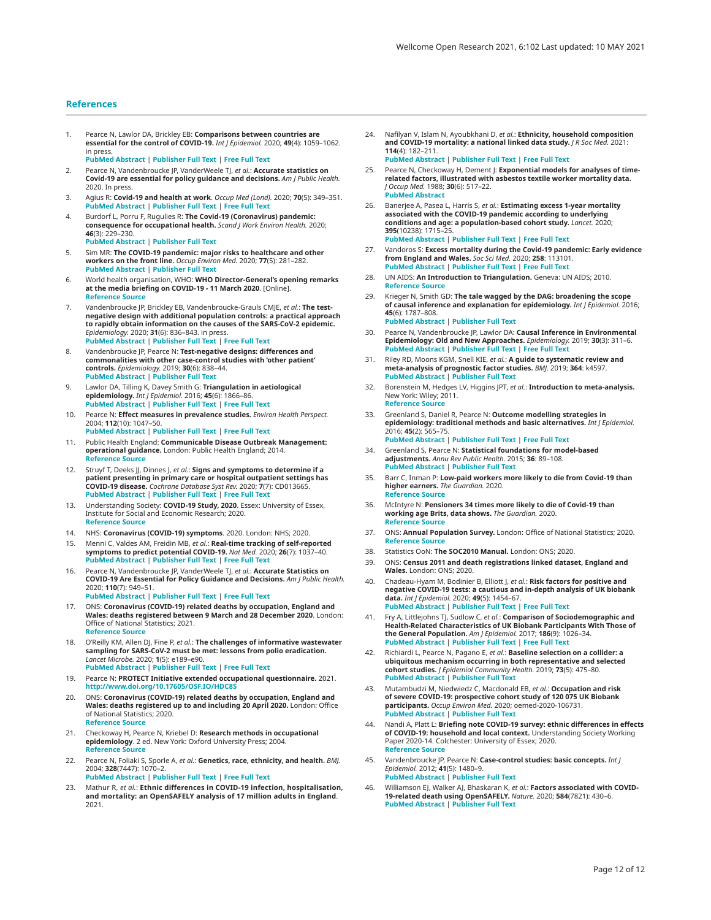## References

1. Pearce N, Lawlor DA, Brickley EB: **Comparisons between countries are essential for the control of COVID-19.** *Int J Epidemiol.* 2020; **49**(4): 1059–1062. in press.
   **PubMed Abstract** | **Publisher Full Text** | **Free Full Text**
2. Pearce N, Vandenbroucke JP, VanderWeele TJ, *et al.*: **Accurate statistics on Covid-19 are essential for policy guidance and decisions.** *Am J Public Health.* 2020. In press.
3. Agius R: **Covid-19 and health at work.** *Occup Med (Lond).* 2020; **70**(5): 349–351.
   **PubMed Abstract** | **Publisher Full Text** | **Free Full Text**
4. Burdorf L, Porru F, Rugulies R: **The Covid-19 (Coronavirus) pandemic: consequence for occupational health.** *Scand J Work Environ Health.* 2020; **46**(3): 229–230.
   **PubMed Abstract** | **Publisher Full Text**
5. Sim MR: **The COVID-19 pandemic: major risks to healthcare and other workers on the front line.** *Occup Environ Med.* 2020; **77**(5): 281–282.
   **PubMed Abstract** | **Publisher Full Text**
6. World health organisation, WHO: **WHO Director-General's opening remarks at the media briefing on COVID-19 - 11 March 2020**. [Online].
   **Reference Source**
7. Vandenbroucke JP, Brickley EB, Vandenbroucke-Grauls CMJE, *et al.*: **The test-negative design with additional population controls: a practical approach to rapidly obtain information on the causes of the SARS-CoV-2 epidemic.** *Epidemiology.* 2020; **31**(6): 836–843. in press.
   **PubMed Abstract** | **Publisher Full Text** | **Free Full Text**
8. Vandenbroucke JP, Pearce N: **Test-negative designs: differences and commonalities with other case-control studies with 'other patient' controls.** *Epidemiology.* 2019; **30**(6): 838–44.
   **PubMed Abstract** | **Publisher Full Text**
9. Lawlor DA, Tilling K, Davey Smith G: **Triangulation in aetiological epidemiology.** *Int J Epidemiol.* 2016; **45**(6): 1866–86.
   **PubMed Abstract** | **Publisher Full Text** | **Free Full Text**
10. Pearce N: **Effect measures in prevalence studies.** *Environ Health Perspect.* 2004; **112**(10): 1047–50.
    **PubMed Abstract** | **Publisher Full Text** | **Free Full Text**
11. Public Health England: **Communicable Disease Outbreak Management: operational guidance.** London: Public Health England; 2014.
    **Reference Source**
12. Struyf T, Deeks JJ, Dinnes J, *et al.*: **Signs and symptoms to determine if a patient presenting in primary care or hospital outpatient settings has COVID-19 disease.** *Cochrane Database Syst Rev.* 2020; **7**(7): CD013665.
    **PubMed Abstract** | **Publisher Full Text** | **Free Full Text**
13. Understanding Society: **COVID-19 Study, 2020**. Essex: University of Essex, Institute for Social and Economic Research; 2020.
    **Reference Source**
14. NHS: **Coronavirus (COVID-19) symptoms**. 2020. London: NHS; 2020.
15. Menni C, Valdes AM, Freidin MB, *et al.*: **Real-time tracking of self-reported symptoms to predict potential COVID-19.** *Nat Med.* 2020; **26**(7): 1037–40.
    **PubMed Abstract** | **Publisher Full Text** | **Free Full Text**
16. Pearce N, Vandenbroucke JP, VanderWeele TJ, *et al.*: **Accurate Statistics on COVID-19 Are Essential for Policy Guidance and Decisions.** *Am J Public Health.* 2020; **110**(7): 949–51.
    **PubMed Abstract** | **Publisher Full Text** | **Free Full Text**
17. ONS: **Coronavirus (COVID-19) related deaths by occupation, England and Wales: deaths registered between 9 March and 28 December 2020**. London: Office of National Statistics; 2021.
    **Reference Source**
18. O'Reilly KM, Allen DJ, Fine P, *et al.*: **The challenges of informative wastewater sampling for SARS-CoV-2 must be met: lessons from polio eradication.** *Lancet Microbe.* 2020; **1**(5): e189–e90.
    **PubMed Abstract** | **Publisher Full Text** | **Free Full Text**
19. Pearce N: **PROTECT Initiative extended occupational questionnaire.** 2021.
    **http://www.doi.org/10.17605/OSF.IO/HDC8S**
20. ONS: **Coronavirus (COVID-19) related deaths by occupation, England and Wales: deaths registered up to and including 20 April 2020.** London: Office of National Statistics; 2020.
    **Reference Source**
21. Checkoway H, Pearce N, Kriebel D: **Research methods in occupational epidemiology**. 2 ed. New York: Oxford University Press; 2004.
    **Reference Source**
22. Pearce N, Foliaki S, Sporle A, *et al.*: **Genetics, race, ethnicity, and health.** *BMJ.* 2004; **328**(7447): 1070–2.
    **PubMed Abstract** | **Publisher Full Text** | **Free Full Text**
23. Mathur R, *et al.*: **Ethnic differences in COVID-19 infection, hospitalisation, and mortality: an OpenSAFELY analysis of 17 million adults in England**. 2021.
24. Nafilyan V, Islam N, Ayoubkhani D, *et al.*: **Ethnicity, household composition and COVID-19 mortality: a national linked data study.** *J R Soc Med.* 2021: **114**(4): 182–211.
    **PubMed Abstract** | **Publisher Full Text** | **Free Full Text**
25. Pearce N, Checkoway H, Dement J: **Exponential models for analyses of time-related factors, illustrated with asbestos textile worker mortality data.** *J Occup Med.* 1988; **30**(6): 517–22.
    **PubMed Abstract**
26. Banerjee A, Pasea L, Harris S, *et al.*: **Estimating excess 1-year mortality associated with the COVID-19 pandemic according to underlying conditions and age: a population-based cohort study.** *Lancet.* 2020; **395**(10238): 1715–25.
    **PubMed Abstract** | **Publisher Full Text** | **Free Full Text**
27. Vandoros S: **Excess mortality during the Covid-19 pandemic: Early evidence from England and Wales.** *Soc Sci Med.* 2020; **258**: 113101.
    **PubMed Abstract** | **Publisher Full Text** | **Free Full Text**
28. UN AIDS: **An Introduction to Triangulation.** Geneva: UN AIDS; 2010.
    **Reference Source**
29. Krieger N, Smith GD: **The tale wagged by the DAG: broadening the scope of causal inference and explanation for epidemiology.** *Int J Epidemiol.* 2016; **45**(6): 1787–808.
    **PubMed Abstract** | **Publisher Full Text**
30. Pearce N, Vandenbroucke JP, Lawlor DA: **Causal Inference in Environmental Epidemiology: Old and New Approaches.** *Epidemiology.* 2019; **30**(3): 311–6.
    **PubMed Abstract** | **Publisher Full Text** | **Free Full Text**
31. Riley RD, Moons KGM, Snell KIE, *et al.*: **A guide to systematic review and meta-analysis of prognostic factor studies.** *BMJ.* 2019; **364**: k4597.
    **PubMed Abstract** | **Publisher Full Text**
32. Borenstein M, Hedges LV, Higgins JPT, *et al.*: **Introduction to meta-analysis.** New York: Wiley; 2011.
    **Reference Source**
33. Greenland S, Daniel R, Pearce N: **Outcome modelling strategies in epidemiology: traditional methods and basic alternatives.** *Int J Epidemiol.* 2016; **45**(2): 565–75.
    **PubMed Abstract** | **Publisher Full Text** | **Free Full Text**
34. Greenland S, Pearce N: **Statistical foundations for model-based adjustments.** *Annu Rev Public Health.* 2015; **36**: 89–108.
    **PubMed Abstract** | **Publisher Full Text**
35. Barr C, Inman P: **Low-paid workers more likely to die from Covid-19 than higher earners.** *The Guardian.* 2020.
    **Reference Source**
36. McIntyre N: **Pensioners 34 times more likely to die of Covid-19 than working age Brits, data shows.** *The Guardian.* 2020.
    **Reference Source**
37. ONS: **Annual Population Survey.** London: Office of National Statistics; 2020.
    **Reference Source**
38. Statistics OoN: **The SOC2010 Manual.** London: ONS; 2020.
39. ONS: **Census 2011 and death registrations linked dataset, England and Wales.** London: ONS; 2020.
40. Chadeau-Hyam M, Bodinier B, Elliott J, *et al.*: **Risk factors for positive and negative COVID-19 tests: a cautious and in-depth analysis of UK biobank data.** *Int J Epidemiol.* 2020; **49**(5): 1454–67.
    **PubMed Abstract** | **Publisher Full Text** | **Free Full Text**
41. Fry A, Littlejohns TJ, Sudlow C, *et al.*: **Comparison of Sociodemographic and Health-Related Characteristics of UK Biobank Participants With Those of the General Population.** *Am J Epidemiol.* 2017; **186**(9): 1026–34.
    **PubMed Abstract** | **Publisher Full Text** | **Free Full Text**
42. Richiardi L, Pearce N, Pagano E, *et al.*: **Baseline selection on a collider: a ubiquitous mechanism occurring in both representative and selected cohort studies.** *J Epidemiol Community Health.* 2019; **73**(5): 475–80.
    **PubMed Abstract** | **Publisher Full Text**
43. Mutambudzi M, Niedwiedz C, Macdonald EB, *et al.*: **Occupation and risk of severe COVID-19: prospective cohort study of 120 075 UK Biobank participants.** *Occup Environ Med.* 2020; oemed-2020-106731.
    **PubMed Abstract** | **Publisher Full Text**
44. Nandi A, Platt L: **Briefing note COVID-19 survey: ethnic differences in effects of COVID-19: household and local context.** Understanding Society Working Paper 2020-14. Colchester: University of Essex; 2020.
    **Reference Source**
45. Vandenbroucke JP, Pearce N: **Case-control studies: basic concepts.** *Int J Epidemiol.* 2012; **41**(5): 1480–9.
    **PubMed Abstract** | **Publisher Full Text**
46. Williamson EJ, Walker AJ, Bhaskaran K, *et al.*: **Factors associated with COVID-19-related death using OpenSAFELY.** *Nature.* 2020; **584**(7821): 430–6.
    **PubMed Abstract** | **Publisher Full Text**